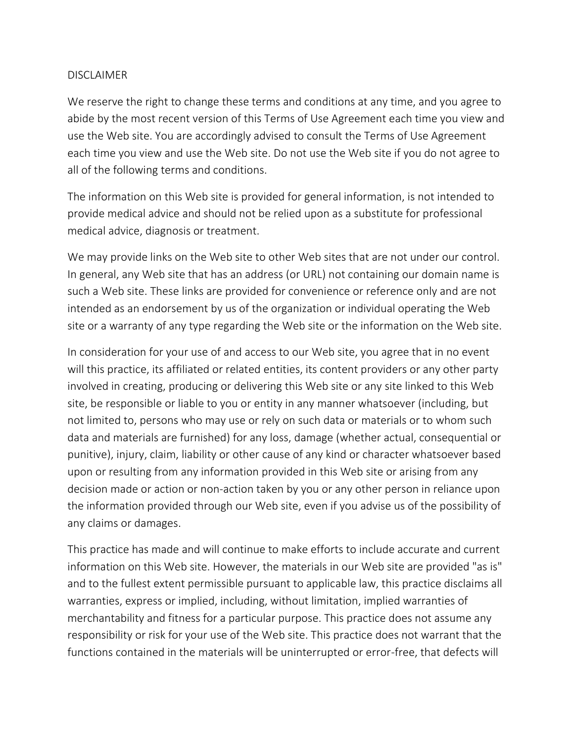# DISCLAIMER

We reserve the right to change these terms and conditions at any time, and you agree to abide by the most recent version of this Terms of Use Agreement each time you view and use the Web site. You are accordingly advised to consult the Terms of Use Agreement each time you view and use the Web site. Do not use the Web site if you do not agree to all of the following terms and conditions.

The information on this Web site is provided for general information, is not intended to provide medical advice and should not be relied upon as a substitute for professional medical advice, diagnosis or treatment.

We may provide links on the Web site to other Web sites that are not under our control. In general, any Web site that has an address (or URL) not containing our domain name is such a Web site. These links are provided for convenience or reference only and are not intended as an endorsement by us of the organization or individual operating the Web site or a warranty of any type regarding the Web site or the information on the Web site.

In consideration for your use of and access to our Web site, you agree that in no event will this practice, its affiliated or related entities, its content providers or any other party involved in creating, producing or delivering this Web site or any site linked to this Web site, be responsible or liable to you or entity in any manner whatsoever (including, but not limited to, persons who may use or rely on such data or materials or to whom such data and materials are furnished) for any loss, damage (whether actual, consequential or punitive), injury, claim, liability or other cause of any kind or character whatsoever based upon or resulting from any information provided in this Web site or arising from any decision made or action or non-action taken by you or any other person in reliance upon the information provided through our Web site, even if you advise us of the possibility of any claims or damages.

This practice has made and will continue to make efforts to include accurate and current information on this Web site. However, the materials in our Web site are provided "as is" and to the fullest extent permissible pursuant to applicable law, this practice disclaims all warranties, express or implied, including, without limitation, implied warranties of merchantability and fitness for a particular purpose. This practice does not assume any responsibility or risk for your use of the Web site. This practice does not warrant that the functions contained in the materials will be uninterrupted or error-free, that defects will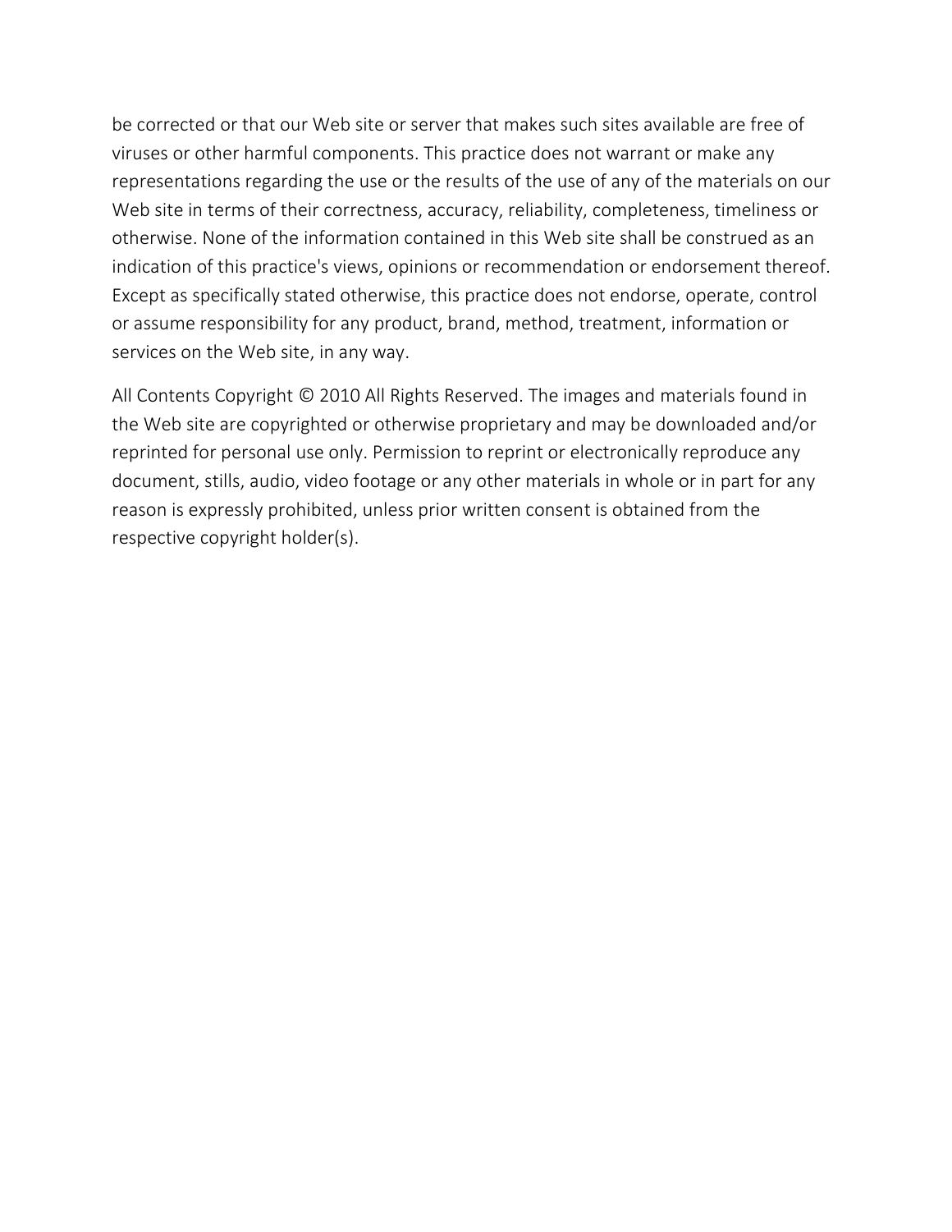be corrected or that our Web site or server that makes such sites available are free of viruses or other harmful components. This practice does not warrant or make any representations regarding the use or the results of the use of any of the materials on our Web site in terms of their correctness, accuracy, reliability, completeness, timeliness or otherwise. None of the information contained in this Web site shall be construed as an indication of this practice's views, opinions or recommendation or endorsement thereof. Except as specifically stated otherwise, this practice does not endorse, operate, control or assume responsibility for any product, brand, method, treatment, information or services on the Web site, in any way.

All Contents Copyright © 2010 All Rights Reserved. The images and materials found in the Web site are copyrighted or otherwise proprietary and may be downloaded and/or reprinted for personal use only. Permission to reprint or electronically reproduce any document, stills, audio, video footage or any other materials in whole or in part for any reason is expressly prohibited, unless prior written consent is obtained from the respective copyright holder(s).